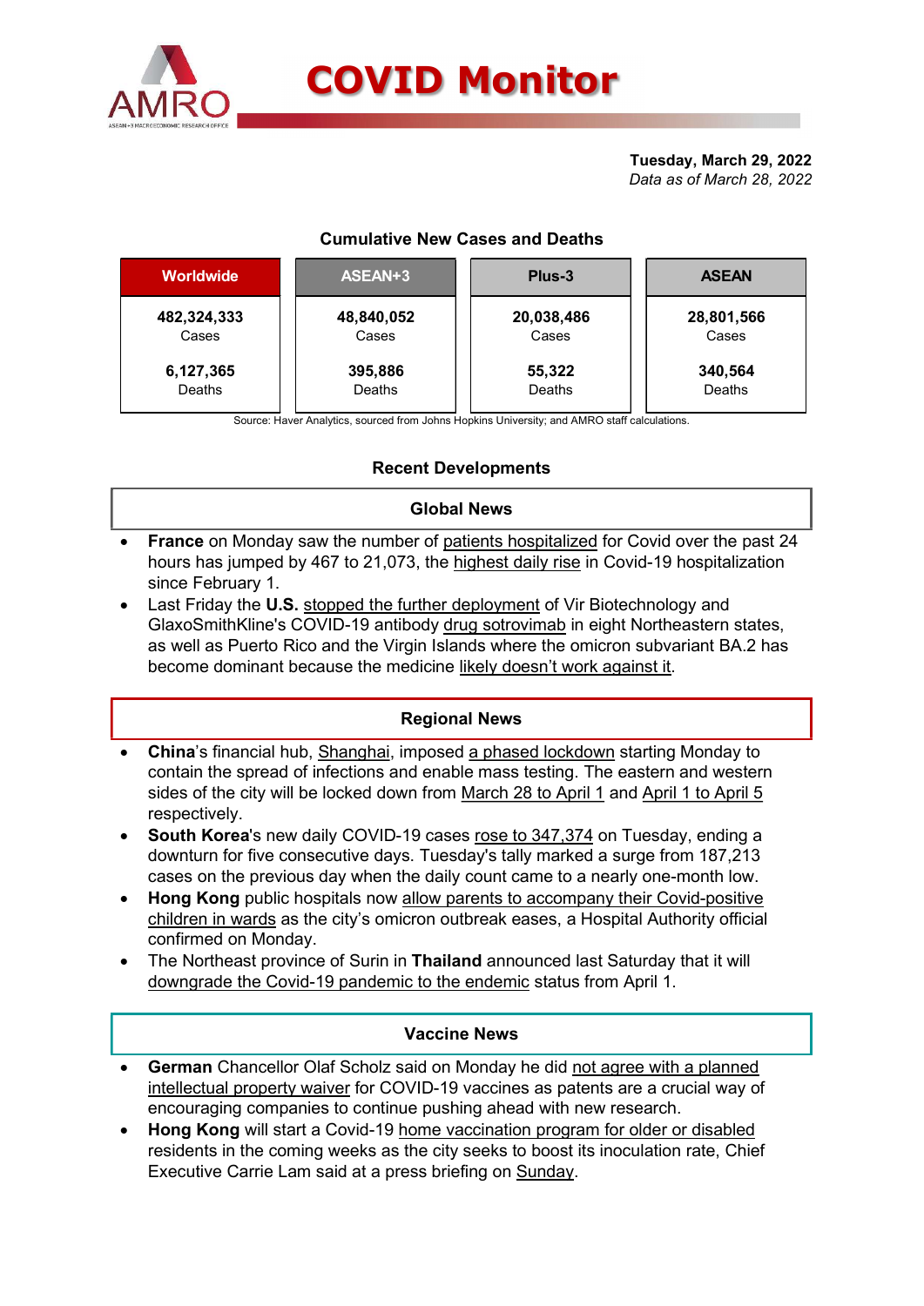# COVID Monitor

**Tuesday, March 29, 2022**
*Data as of March 28, 2022*

### Cumulative New Cases and Deaths

| Worldwide | ASEAN+3 | Plus-3 | ASEAN |
|---|---|---|---|
| **482,324,333** Cases | **48,840,052** Cases | **20,038,486** Cases | **28,801,566** Cases |
| **6,127,365** Deaths | **395,886** Deaths | **55,322** Deaths | **340,564** Deaths |

Source: Haver Analytics, sourced from Johns Hopkins University; and AMRO staff calculations.

## Recent Developments

### Global News

- **France** on Monday saw the number of patients hospitalized for Covid over the past 24 hours has jumped by 467 to 21,073, the highest daily rise in Covid-19 hospitalization since February 1.
- Last Friday the **U.S.** stopped the further deployment of Vir Biotechnology and GlaxoSmithKline's COVID-19 antibody drug sotrovimab in eight Northeastern states, as well as Puerto Rico and the Virgin Islands where the omicron subvariant BA.2 has become dominant because the medicine likely doesn't work against it.

### Regional News

- **China**'s financial hub, Shanghai, imposed a phased lockdown starting Monday to contain the spread of infections and enable mass testing. The eastern and western sides of the city will be locked down from March 28 to April 1 and April 1 to April 5 respectively.
- **South Korea**'s new daily COVID-19 cases rose to 347,374 on Tuesday, ending a downturn for five consecutive days. Tuesday's tally marked a surge from 187,213 cases on the previous day when the daily count came to a nearly one-month low.
- **Hong Kong** public hospitals now allow parents to accompany their Covid-positive children in wards as the city's omicron outbreak eases, a Hospital Authority official confirmed on Monday.
- The Northeast province of Surin in **Thailand** announced last Saturday that it will downgrade the Covid-19 pandemic to the endemic status from April 1.

### Vaccine News

- **German** Chancellor Olaf Scholz said on Monday he did not agree with a planned intellectual property waiver for COVID-19 vaccines as patents are a crucial way of encouraging companies to continue pushing ahead with new research.
- **Hong Kong** will start a Covid-19 home vaccination program for older or disabled residents in the coming weeks as the city seeks to boost its inoculation rate, Chief Executive Carrie Lam said at a press briefing on Sunday.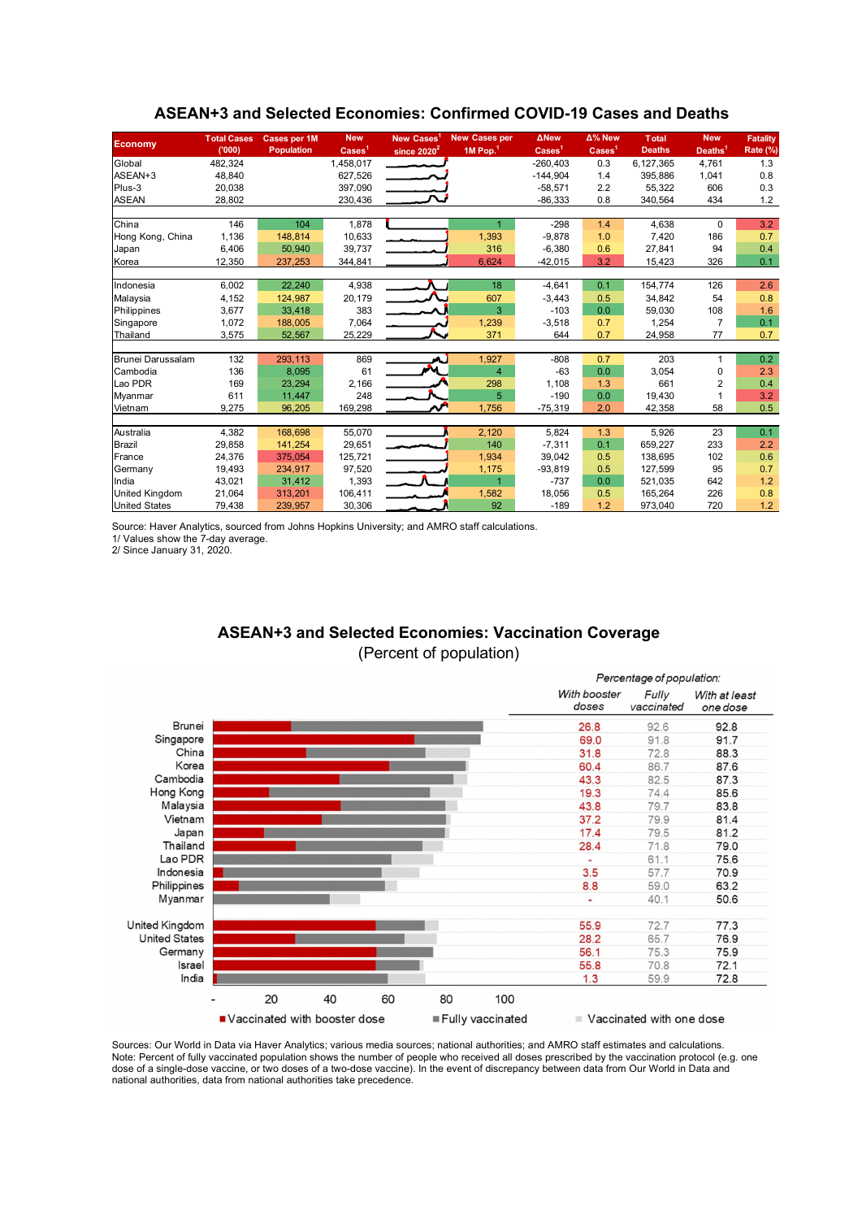## ASEAN+3 and Selected Economies: Confirmed COVID-19 Cases and Deaths

| Economy | Total Cases ('000) | Cases per 1M Population | New Cases[1] | New Cases[1] since 2020[2] | New Cases per 1M Pop.[1] | ΔNew Cases[1] | Δ% New Cases[1] | Total Deaths | New Deaths[1] | Fatality Rate (%) |
|---|---|---|---|---|---|---|---|---|---|---|
| Global | 482,324 | | 1,458,017 | | | -260,403 | 0.3 | 6,127,365 | 4,761 | 1.3 |
| ASEAN+3 | 48,840 | | 627,526 | | | -144,904 | 1.4 | 395,886 | 1,041 | 0.8 |
| Plus-3 | 20,038 | | 397,090 | | | -58,571 | 2.2 | 55,322 | 606 | 0.3 |
| ASEAN | 28,802 | | 230,436 | | | -86,333 | 0.8 | 340,564 | 434 | 1.2 |
| China | 146 | 104 | 1,878 | | 1 | -298 | 1.4 | 4,638 | 0 | 3.2 |
| Hong Kong, China | 1,136 | 148,814 | 10,633 | | 1,393 | -9,878 | 1.0 | 7,420 | 186 | 0.7 |
| Japan | 6,406 | 50,940 | 39,737 | | 316 | -6,380 | 0.6 | 27,841 | 94 | 0.4 |
| Korea | 12,350 | 237,253 | 344,841 | | 6,624 | -42,015 | 3.2 | 15,423 | 326 | 0.1 |
| Indonesia | 6,002 | 22,240 | 4,938 | | 18 | -4,641 | 0.1 | 154,774 | 126 | 2.6 |
| Malaysia | 4,152 | 124,987 | 20,179 | | 607 | -3,443 | 0.5 | 34,842 | 54 | 0.8 |
| Philippines | 3,677 | 33,418 | 383 | | 3 | -103 | 0.0 | 59,030 | 108 | 1.6 |
| Singapore | 1,072 | 188,005 | 7,064 | | 1,239 | -3,518 | 0.7 | 1,254 | 7 | 0.1 |
| Thailand | 3,575 | 52,567 | 25,229 | | 371 | 644 | 0.7 | 24,958 | 77 | 0.7 |
| Brunei Darussalam | 132 | 293,113 | 869 | | 1,927 | -808 | 0.7 | 203 | 1 | 0.2 |
| Cambodia | 136 | 8,095 | 61 | | 4 | -63 | 0.0 | 3,054 | 0 | 2.3 |
| Lao PDR | 169 | 23,294 | 2,166 | | 298 | 1,108 | 1.3 | 661 | 2 | 0.4 |
| Myanmar | 611 | 11,447 | 248 | | 5 | -190 | 0.0 | 19,430 | 1 | 3.2 |
| Vietnam | 9,275 | 96,205 | 169,298 | | 1,756 | -75,319 | 2.0 | 42,358 | 58 | 0.5 |
| Australia | 4,382 | 168,698 | 55,070 | | 2,120 | 5,824 | 1.3 | 5,926 | 23 | 0.1 |
| Brazil | 29,858 | 141,254 | 29,651 | | 140 | -7,311 | 0.1 | 659,227 | 233 | 2.2 |
| France | 24,376 | 375,054 | 125,721 | | 1,934 | 39,042 | 0.5 | 138,695 | 102 | 0.6 |
| Germany | 19,493 | 234,917 | 97,520 | | 1,175 | -93,819 | 0.5 | 127,599 | 95 | 0.7 |
| India | 43,021 | 31,412 | 1,393 | | 1 | -737 | 0.0 | 521,035 | 642 | 1.2 |
| United Kingdom | 21,064 | 313,201 | 106,411 | | 1,582 | 18,056 | 0.5 | 165,264 | 226 | 0.8 |
| United States | 79,438 | 239,957 | 30,306 | | 92 | -189 | 1.2 | 973,040 | 720 | 1.2 |

Source: Haver Analytics, sourced from Johns Hopkins University; and AMRO staff calculations.
1/ Values show the 7-day average.
2/ Since January 31, 2020.

## ASEAN+3 and Selected Economies: Vaccination Coverage
(Percent of population)

*Percentage of population:*

| Economy | *With booster doses* | *Fully vaccinated* | *With at least one dose* |
|---|---|---|---|
| Brunei | 26.8 | 92.6 | 92.8 |
| Singapore | 69.0 | 91.8 | 91.7 |
| China | 31.8 | 72.8 | 88.3 |
| Korea | 60.4 | 86.7 | 87.6 |
| Cambodia | 43.3 | 82.5 | 87.3 |
| Hong Kong | 19.3 | 74.4 | 85.6 |
| Malaysia | 43.8 | 79.7 | 83.8 |
| Vietnam | 37.2 | 79.9 | 81.4 |
| Japan | 17.4 | 79.5 | 81.2 |
| Thailand | 28.4 | 71.8 | 79.0 |
| Lao PDR | - | 61.1 | 75.6 |
| Indonesia | 3.5 | 57.7 | 70.9 |
| Philippines | 8.8 | 59.0 | 63.2 |
| Myanmar | - | 40.1 | 50.6 |
| United Kingdom | 55.9 | 72.7 | 77.3 |
| United States | 28.2 | 65.7 | 76.9 |
| Germany | 56.1 | 75.3 | 75.9 |
| Israel | 55.8 | 70.8 | 72.1 |
| India | 1.3 | 59.9 | 72.8 |

- 20 40 60 80 100

Vaccinated with booster dose    Fully vaccinated    Vaccinated with one dose

Sources: Our World in Data via Haver Analytics; various media sources; national authorities; and AMRO staff estimates and calculations.
Note: Percent of fully vaccinated population shows the number of people who received all doses prescribed by the vaccination protocol (e.g. one dose of a single-dose vaccine, or two doses of a two-dose vaccine). In the event of discrepancy between data from Our World in Data and national authorities, data from national authorities take precedence.